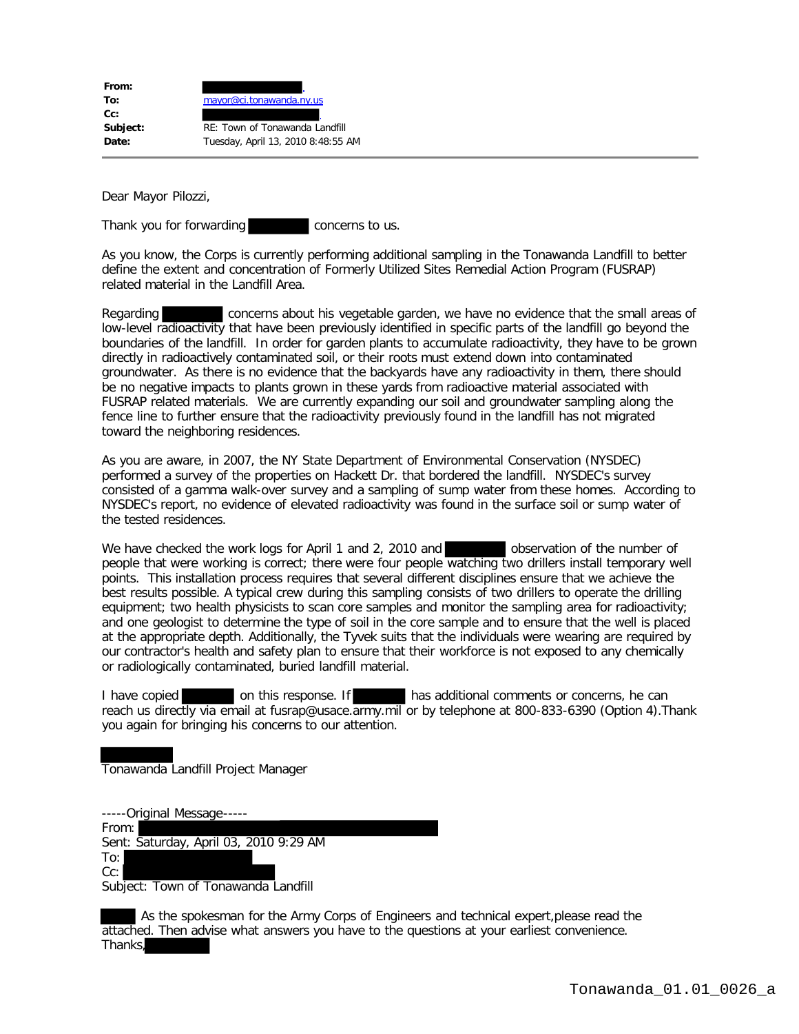| | |
|---|---|
| **From:** | [REDACTED]. |
| **To:** | mayor@ci.tonawanda.ny.us |
| **Cc:** | [REDACTED]. |
| **Subject:** | RE: Town of Tonawanda Landfill |
| **Date:** | Tuesday, April 13, 2010 8:48:55 AM |

---

Dear Mayor Pilozzi,

Thank you for forwarding [REDACTED] concerns to us.

As you know, the Corps is currently performing additional sampling in the Tonawanda Landfill to better define the extent and concentration of Formerly Utilized Sites Remedial Action Program (FUSRAP) related material in the Landfill Area.

Regarding [REDACTED] concerns about his vegetable garden, we have no evidence that the small areas of low-level radioactivity that have been previously identified in specific parts of the landfill go beyond the boundaries of the landfill. In order for garden plants to accumulate radioactivity, they have to be grown directly in radioactively contaminated soil, or their roots must extend down into contaminated groundwater. As there is no evidence that the backyards have any radioactivity in them, there should be no negative impacts to plants grown in these yards from radioactive material associated with FUSRAP related materials. We are currently expanding our soil and groundwater sampling along the fence line to further ensure that the radioactivity previously found in the landfill has not migrated toward the neighboring residences.

As you are aware, in 2007, the NY State Department of Environmental Conservation (NYSDEC) performed a survey of the properties on Hackett Dr. that bordered the landfill. NYSDEC's survey consisted of a gamma walk-over survey and a sampling of sump water from these homes. According to NYSDEC's report, no evidence of elevated radioactivity was found in the surface soil or sump water of the tested residences.

We have checked the work logs for April 1 and 2, 2010 and [REDACTED] observation of the number of people that were working is correct; there were four people watching two drillers install temporary well points. This installation process requires that several different disciplines ensure that we achieve the best results possible. A typical crew during this sampling consists of two drillers to operate the drilling equipment; two health physicists to scan core samples and monitor the sampling area for radioactivity; and one geologist to determine the type of soil in the core sample and to ensure that the well is placed at the appropriate depth. Additionally, the Tyvek suits that the individuals were wearing are required by our contractor's health and safety plan to ensure that their workforce is not exposed to any chemically or radiologically contaminated, buried landfill material.

I have copied [REDACTED] on this response. If [REDACTED] has additional comments or concerns, he can reach us directly via email at fusrap@usace.army.mil or by telephone at 800-833-6390 (Option 4).Thank you again for bringing his concerns to our attention.

[REDACTED]
Tonawanda Landfill Project Manager

-----Original Message-----
From: [REDACTED]
Sent: Saturday, April 03, 2010 9:29 AM
To: [REDACTED]
Cc: [REDACTED]
Subject: Town of Tonawanda Landfill

[REDACTED] As the spokesman for the Army Corps of Engineers and technical expert,please read the attached. Then advise what answers you have to the questions at your earliest convenience.
Thanks,[REDACTED]

Tonawanda_01.01_0026_a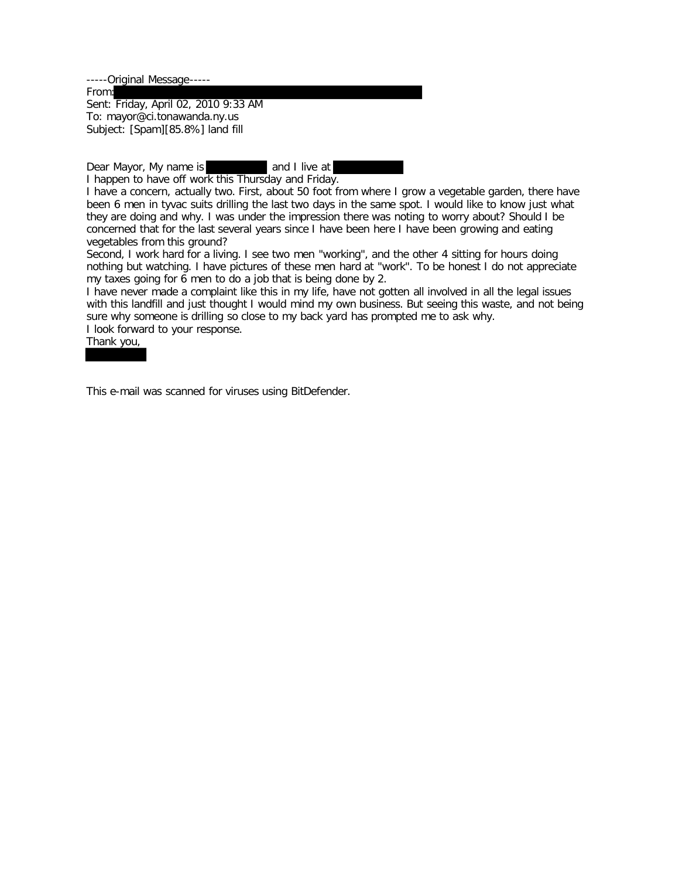-----Original Message-----
From:
Sent: Friday, April 02, 2010 9:33 AM
To: mayor@ci.tonawanda.ny.us
Subject: [Spam][85.8%] land fill

Dear Mayor, My name is and I live at
I happen to have off work this Thursday and Friday.
I have a concern, actually two. First, about 50 foot from where I grow a vegetable garden, there have been 6 men in tyvac suits drilling the last two days in the same spot. I would like to know just what they are doing and why. I was under the impression there was noting to worry about? Should I be concerned that for the last several years since I have been here I have been growing and eating vegetables from this ground?
Second, I work hard for a living. I see two men "working", and the other 4 sitting for hours doing nothing but watching. I have pictures of these men hard at "work". To be honest I do not appreciate my taxes going for 6 men to do a job that is being done by 2.
I have never made a complaint like this in my life, have not gotten all involved in all the legal issues with this landfill and just thought I would mind my own business. But seeing this waste, and not being sure why someone is drilling so close to my back yard has prompted me to ask why.
I look forward to your response.
Thank you,

This e-mail was scanned for viruses using BitDefender.